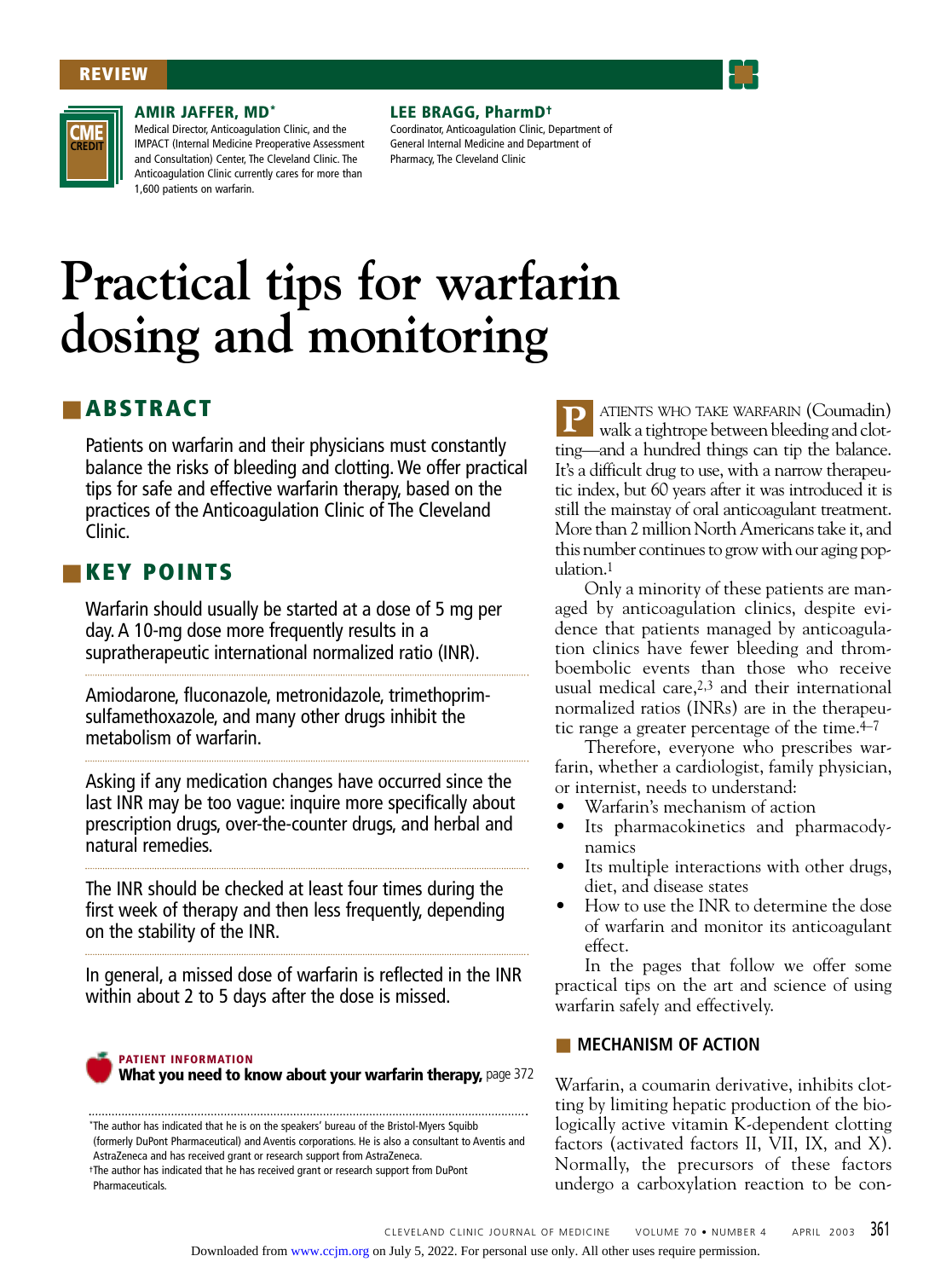REVIEW

CME CREDIT

**AMIR JAFFER, MD***
Medical Director, Anticoagulation Clinic, and the IMPACT (Internal Medicine Preoperative Assessment and Consultation) Center, The Cleveland Clinic. The Anticoagulation Clinic currently cares for more than 1,600 patients on warfarin.

**LEE BRAGG, PharmD†**
Coordinator, Anticoagulation Clinic, Department of General Internal Medicine and Department of Pharmacy, The Cleveland Clinic

# Practical tips for warfarin dosing and monitoring

## ABSTRACT

Patients on warfarin and their physicians must constantly balance the risks of bleeding and clotting. We offer practical tips for safe and effective warfarin therapy, based on the practices of the Anticoagulation Clinic of The Cleveland Clinic.

## KEY POINTS

Warfarin should usually be started at a dose of 5 mg per day. A 10-mg dose more frequently results in a supratherapeutic international normalized ratio (INR).

Amiodarone, fluconazole, metronidazole, trimethoprim-sulfamethoxazole, and many other drugs inhibit the metabolism of warfarin.

Asking if any medication changes have occurred since the last INR may be too vague: inquire more specifically about prescription drugs, over-the-counter drugs, and herbal and natural remedies.

The INR should be checked at least four times during the first week of therapy and then less frequently, depending on the stability of the INR.

In general, a missed dose of warfarin is reflected in the INR within about 2 to 5 days after the dose is missed.

**PATIENT INFORMATION**
**What you need to know about your warfarin therapy,** page 372

*The author has indicated that he is on the speakers' bureau of the Bristol-Myers Squibb (formerly DuPont Pharmaceutical) and Aventis corporations. He is also a consultant to Aventis and AstraZeneca and has received grant or research support from AstraZeneca.
†The author has indicated that he has received grant or research support from DuPont Pharmaceuticals.

PATIENTS WHO TAKE WARFARIN (Coumadin) walk a tightrope between bleeding and clotting—and a hundred things can tip the balance. It's a difficult drug to use, with a narrow therapeutic index, but 60 years after it was introduced it is still the mainstay of oral anticoagulant treatment. More than 2 million North Americans take it, and this number continues to grow with our aging population.[1]

Only a minority of these patients are managed by anticoagulation clinics, despite evidence that patients managed by anticoagulation clinics have fewer bleeding and thromboembolic events than those who receive usual medical care,[2,3] and their international normalized ratios (INRs) are in the therapeutic range a greater percentage of the time.[4–7]

Therefore, everyone who prescribes warfarin, whether a cardiologist, family physician, or internist, needs to understand:

- Warfarin's mechanism of action
- Its pharmacokinetics and pharmacodynamics
- Its multiple interactions with other drugs, diet, and disease states
- How to use the INR to determine the dose of warfarin and monitor its anticoagulant effect.

In the pages that follow we offer some practical tips on the art and science of using warfarin safely and effectively.

## MECHANISM OF ACTION

Warfarin, a coumarin derivative, inhibits clotting by limiting hepatic production of the biologically active vitamin K-dependent clotting factors (activated factors II, VII, IX, and X). Normally, the precursors of these factors undergo a carboxylation reaction to be con-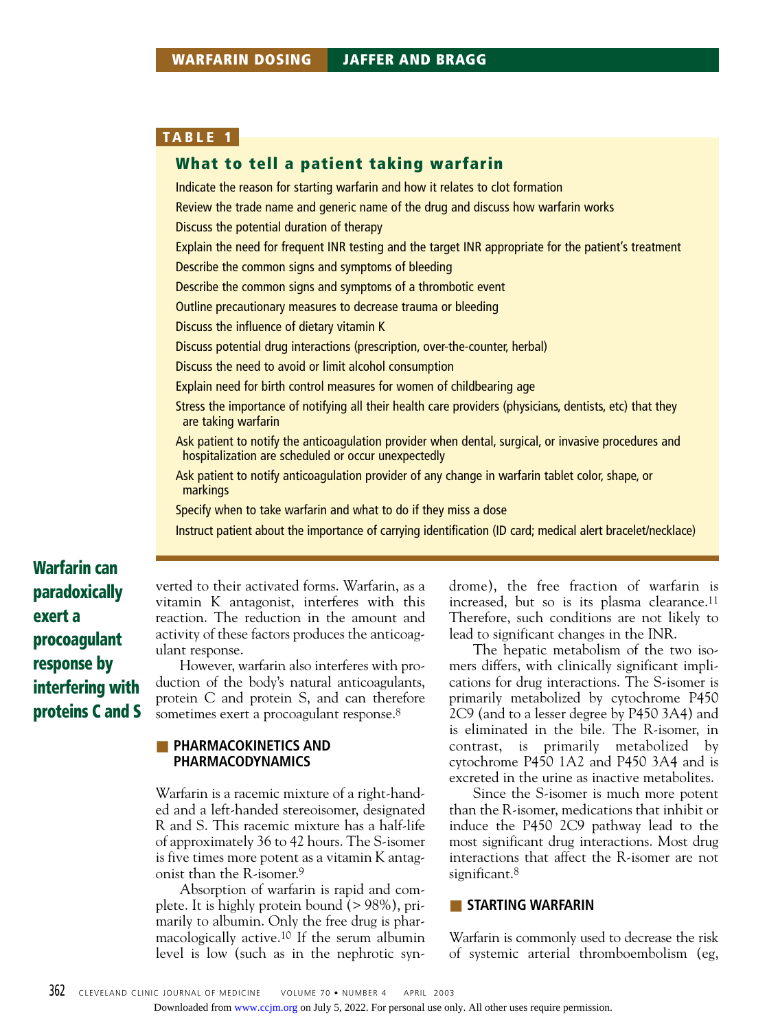**TABLE 1**

### What to tell a patient taking warfarin

- Indicate the reason for starting warfarin and how it relates to clot formation
- Review the trade name and generic name of the drug and discuss how warfarin works
- Discuss the potential duration of therapy
- Explain the need for frequent INR testing and the target INR appropriate for the patient's treatment
- Describe the common signs and symptoms of bleeding
- Describe the common signs and symptoms of a thrombotic event
- Outline precautionary measures to decrease trauma or bleeding
- Discuss the influence of dietary vitamin K
- Discuss potential drug interactions (prescription, over-the-counter, herbal)
- Discuss the need to avoid or limit alcohol consumption
- Explain need for birth control measures for women of childbearing age
- Stress the importance of notifying all their health care providers (physicians, dentists, etc) that they are taking warfarin
- Ask patient to notify the anticoagulation provider when dental, surgical, or invasive procedures and hospitalization are scheduled or occur unexpectedly
- Ask patient to notify anticoagulation provider of any change in warfarin tablet color, shape, or markings
- Specify when to take warfarin and what to do if they miss a dose
- Instruct patient about the importance of carrying identification (ID card; medical alert bracelet/necklace)

**Warfarin can paradoxically exert a procoagulant response by interfering with proteins C and S**

verted to their activated forms. Warfarin, as a vitamin K antagonist, interferes with this reaction. The reduction in the amount and activity of these factors produces the anticoagulant response.

However, warfarin also interferes with production of the body's natural anticoagulants, protein C and protein S, and can therefore sometimes exert a procoagulant response.[8]

## PHARMACOKINETICS AND PHARMACODYNAMICS

Warfarin is a racemic mixture of a right-handed and a left-handed stereoisomer, designated R and S. This racemic mixture has a half-life of approximately 36 to 42 hours. The S-isomer is five times more potent as a vitamin K antagonist than the R-isomer.[9]

Absorption of warfarin is rapid and complete. It is highly protein bound (> 98%), primarily to albumin. Only the free drug is pharmacologically active.[10] If the serum albumin level is low (such as in the nephrotic syndrome), the free fraction of warfarin is increased, but so is its plasma clearance.[11] Therefore, such conditions are not likely to lead to significant changes in the INR.

The hepatic metabolism of the two isomers differs, with clinically significant implications for drug interactions. The S-isomer is primarily metabolized by cytochrome P450 2C9 (and to a lesser degree by P450 3A4) and is eliminated in the bile. The R-isomer, in contrast, is primarily metabolized by cytochrome P450 1A2 and P450 3A4 and is excreted in the urine as inactive metabolites.

Since the S-isomer is much more potent than the R-isomer, medications that inhibit or induce the P450 2C9 pathway lead to the most significant drug interactions. Most drug interactions that affect the R-isomer are not significant.[8]

## STARTING WARFARIN

Warfarin is commonly used to decrease the risk of systemic arterial thromboembolism (eg,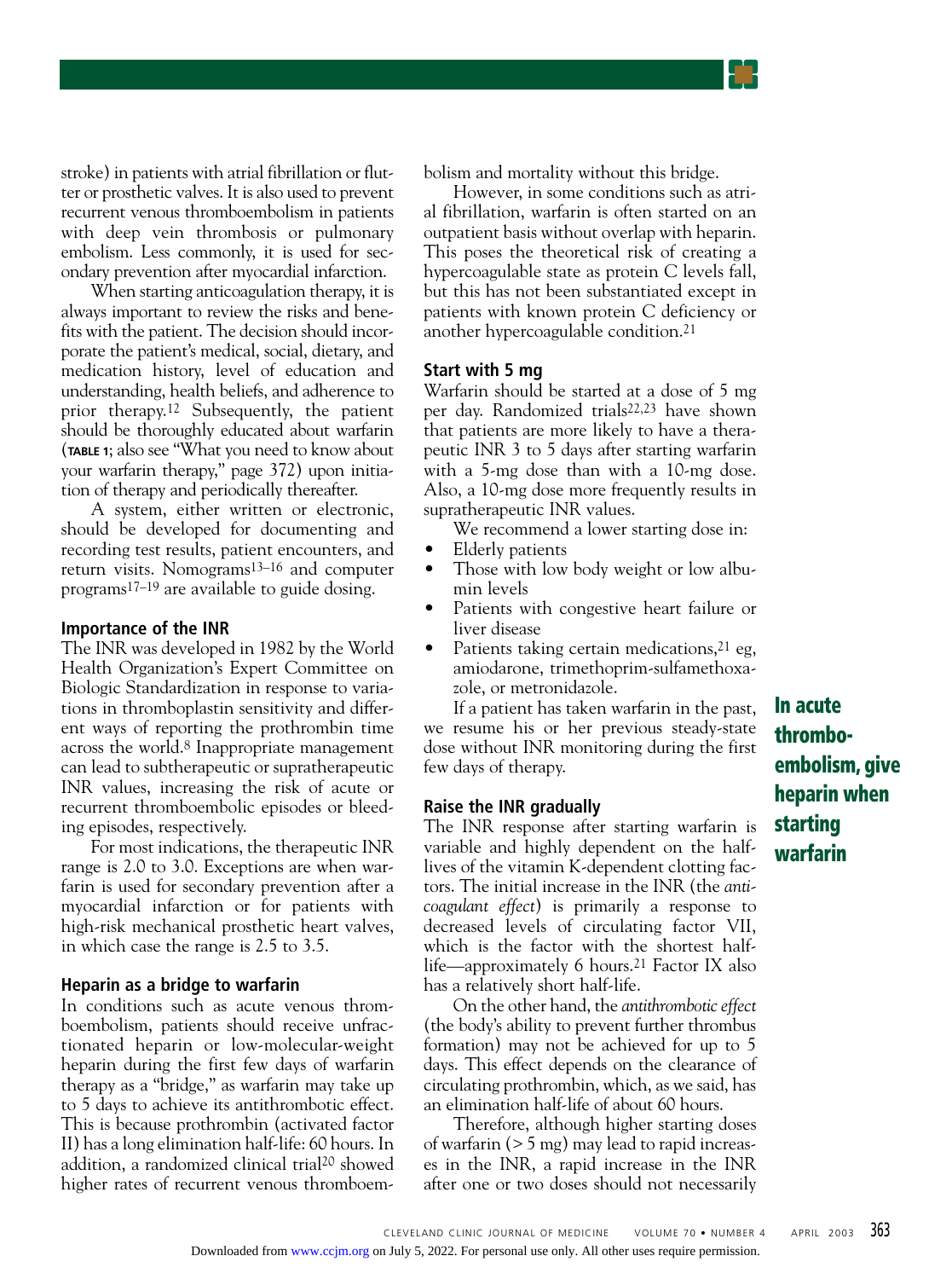stroke) in patients with atrial fibrillation or flutter or prosthetic valves. It is also used to prevent recurrent venous thromboembolism in patients with deep vein thrombosis or pulmonary embolism. Less commonly, it is used for secondary prevention after myocardial infarction.

When starting anticoagulation therapy, it is always important to review the risks and benefits with the patient. The decision should incorporate the patient's medical, social, dietary, and medication history, level of education and understanding, health beliefs, and adherence to prior therapy.[12] Subsequently, the patient should be thoroughly educated about warfarin (TABLE 1; also see "What you need to know about your warfarin therapy," page 372) upon initiation of therapy and periodically thereafter.

A system, either written or electronic, should be developed for documenting and recording test results, patient encounters, and return visits. Nomograms[13–16] and computer programs[17–19] are available to guide dosing.

### Importance of the INR

The INR was developed in 1982 by the World Health Organization's Expert Committee on Biologic Standardization in response to variations in thromboplastin sensitivity and different ways of reporting the prothrombin time across the world.[8] Inappropriate management can lead to subtherapeutic or supratherapeutic INR values, increasing the risk of acute or recurrent thromboembolic episodes or bleeding episodes, respectively.

For most indications, the therapeutic INR range is 2.0 to 3.0. Exceptions are when warfarin is used for secondary prevention after a myocardial infarction or for patients with high-risk mechanical prosthetic heart valves, in which case the range is 2.5 to 3.5.

### Heparin as a bridge to warfarin

In conditions such as acute venous thromboembolism, patients should receive unfractionated heparin or low-molecular-weight heparin during the first few days of warfarin therapy as a "bridge," as warfarin may take up to 5 days to achieve its antithrombotic effect. This is because prothrombin (activated factor II) has a long elimination half-life: 60 hours. In addition, a randomized clinical trial[20] showed higher rates of recurrent venous thromboembolism and mortality without this bridge.

However, in some conditions such as atrial fibrillation, warfarin is often started on an outpatient basis without overlap with heparin. This poses the theoretical risk of creating a hypercoagulable state as protein C levels fall, but this has not been substantiated except in patients with known protein C deficiency or another hypercoagulable condition.[21]

**In acute thromboembolism, give heparin when starting warfarin**

### Start with 5 mg

Warfarin should be started at a dose of 5 mg per day. Randomized trials[22,23] have shown that patients are more likely to have a therapeutic INR 3 to 5 days after starting warfarin with a 5-mg dose than with a 10-mg dose. Also, a 10-mg dose more frequently results in supratherapeutic INR values.

We recommend a lower starting dose in:

- Elderly patients
- Those with low body weight or low albumin levels
- Patients with congestive heart failure or liver disease
- Patients taking certain medications,[21] eg, amiodarone, trimethoprim-sulfamethoxazole, or metronidazole.

If a patient has taken warfarin in the past, we resume his or her previous steady-state dose without INR monitoring during the first few days of therapy.

### Raise the INR gradually

The INR response after starting warfarin is variable and highly dependent on the half-lives of the vitamin K-dependent clotting factors. The initial increase in the INR (the *anticoagulant effect*) is primarily a response to decreased levels of circulating factor VII, which is the factor with the shortest half-life—approximately 6 hours.[21] Factor IX also has a relatively short half-life.

On the other hand, the *antithrombotic effect* (the body's ability to prevent further thrombus formation) may not be achieved for up to 5 days. This effect depends on the clearance of circulating prothrombin, which, as we said, has an elimination half-life of about 60 hours.

Therefore, although higher starting doses of warfarin (> 5 mg) may lead to rapid increases in the INR, a rapid increase in the INR after one or two doses should not necessarily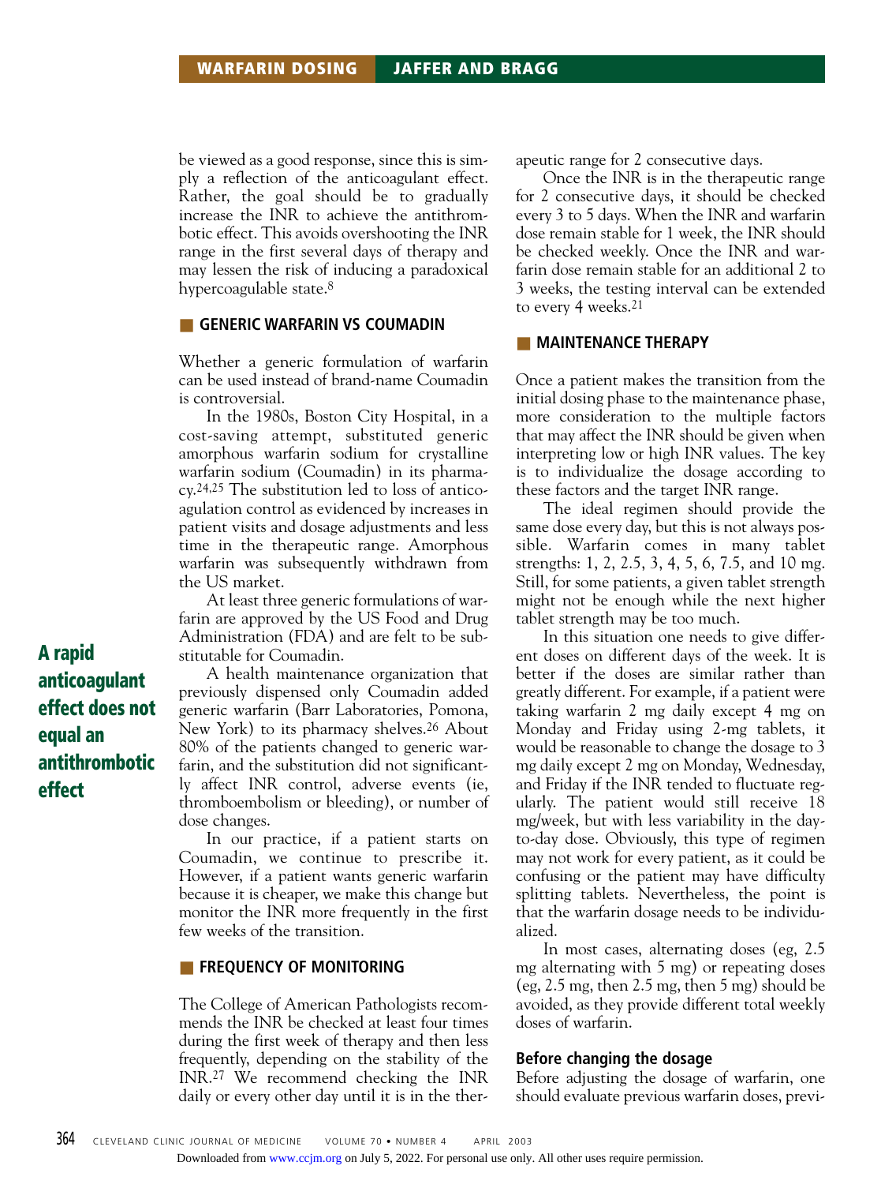be viewed as a good response, since this is simply a reflection of the anticoagulant effect. Rather, the goal should be to gradually increase the INR to achieve the antithrombotic effect. This avoids overshooting the INR range in the first several days of therapy and may lessen the risk of inducing a paradoxical hypercoagulable state.[8]

## GENERIC WARFARIN VS COUMADIN

Whether a generic formulation of warfarin can be used instead of brand-name Coumadin is controversial.

In the 1980s, Boston City Hospital, in a cost-saving attempt, substituted generic amorphous warfarin sodium for crystalline warfarin sodium (Coumadin) in its pharmacy.[24,25] The substitution led to loss of anticoagulation control as evidenced by increases in patient visits and dosage adjustments and less time in the therapeutic range. Amorphous warfarin was subsequently withdrawn from the US market.

At least three generic formulations of warfarin are approved by the US Food and Drug Administration (FDA) and are felt to be substitutable for Coumadin.

**A rapid anticoagulant effect does not equal an antithrombotic effect**

A health maintenance organization that previously dispensed only Coumadin added generic warfarin (Barr Laboratories, Pomona, New York) to its pharmacy shelves.[26] About 80% of the patients changed to generic warfarin, and the substitution did not significantly affect INR control, adverse events (ie, thromboembolism or bleeding), or number of dose changes.

In our practice, if a patient starts on Coumadin, we continue to prescribe it. However, if a patient wants generic warfarin because it is cheaper, we make this change but monitor the INR more frequently in the first few weeks of the transition.

## FREQUENCY OF MONITORING

The College of American Pathologists recommends the INR be checked at least four times during the first week of therapy and then less frequently, depending on the stability of the INR.[27] We recommend checking the INR daily or every other day until it is in the therapeutic range for 2 consecutive days.

Once the INR is in the therapeutic range for 2 consecutive days, it should be checked every 3 to 5 days. When the INR and warfarin dose remain stable for 1 week, the INR should be checked weekly. Once the INR and warfarin dose remain stable for an additional 2 to 3 weeks, the testing interval can be extended to every 4 weeks.[21]

## MAINTENANCE THERAPY

Once a patient makes the transition from the initial dosing phase to the maintenance phase, more consideration to the multiple factors that may affect the INR should be given when interpreting low or high INR values. The key is to individualize the dosage according to these factors and the target INR range.

The ideal regimen should provide the same dose every day, but this is not always possible. Warfarin comes in many tablet strengths: 1, 2, 2.5, 3, 4, 5, 6, 7.5, and 10 mg. Still, for some patients, a given tablet strength might not be enough while the next higher tablet strength may be too much.

In this situation one needs to give different doses on different days of the week. It is better if the doses are similar rather than greatly different. For example, if a patient were taking warfarin 2 mg daily except 4 mg on Monday and Friday using 2-mg tablets, it would be reasonable to change the dosage to 3 mg daily except 2 mg on Monday, Wednesday, and Friday if the INR tended to fluctuate regularly. The patient would still receive 18 mg/week, but with less variability in the day-to-day dose. Obviously, this type of regimen may not work for every patient, as it could be confusing or the patient may have difficulty splitting tablets. Nevertheless, the point is that the warfarin dosage needs to be individualized.

In most cases, alternating doses (eg, 2.5 mg alternating with 5 mg) or repeating doses (eg, 2.5 mg, then 2.5 mg, then 5 mg) should be avoided, as they provide different total weekly doses of warfarin.

### Before changing the dosage

Before adjusting the dosage of warfarin, one should evaluate previous warfarin doses, previ-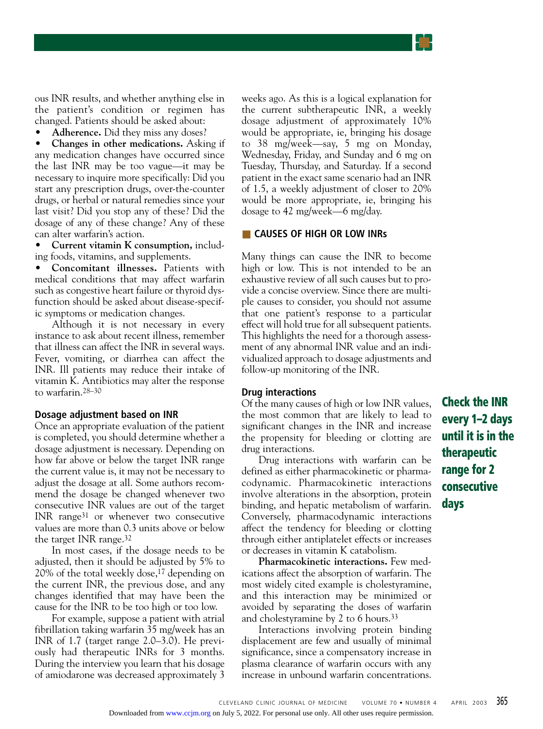ous INR results, and whether anything else in the patient's condition or regimen has changed. Patients should be asked about:

- **Adherence.** Did they miss any doses?
- **Changes in other medications.** Asking if any medication changes have occurred since the last INR may be too vague—it may be necessary to inquire more specifically: Did you start any prescription drugs, over-the-counter drugs, or herbal or natural remedies since your last visit? Did you stop any of these? Did the dosage of any of these change? Any of these can alter warfarin's action.
- **Current vitamin K consumption,** including foods, vitamins, and supplements.
- **Concomitant illnesses.** Patients with medical conditions that may affect warfarin such as congestive heart failure or thyroid dysfunction should be asked about disease-specific symptoms or medication changes.

Although it is not necessary in every instance to ask about recent illness, remember that illness can affect the INR in several ways. Fever, vomiting, or diarrhea can affect the INR. Ill patients may reduce their intake of vitamin K. Antibiotics may alter the response to warfarin.[28–30]

### Dosage adjustment based on INR

Once an appropriate evaluation of the patient is completed, you should determine whether a dosage adjustment is necessary. Depending on how far above or below the target INR range the current value is, it may not be necessary to adjust the dosage at all. Some authors recommend the dosage be changed whenever two consecutive INR values are out of the target INR range[31] or whenever two consecutive values are more than 0.3 units above or below the target INR range.[32]

In most cases, if the dosage needs to be adjusted, then it should be adjusted by 5% to 20% of the total weekly dose,[17] depending on the current INR, the previous dose, and any changes identified that may have been the cause for the INR to be too high or too low.

For example, suppose a patient with atrial fibrillation taking warfarin 35 mg/week has an INR of 1.7 (target range 2.0–3.0). He previously had therapeutic INRs for 3 months. During the interview you learn that his dosage of amiodarone was decreased approximately 3 weeks ago. As this is a logical explanation for the current subtherapeutic INR, a weekly dosage adjustment of approximately 10% would be appropriate, ie, bringing his dosage to 38 mg/week—say, 5 mg on Monday, Wednesday, Friday, and Sunday and 6 mg on Tuesday, Thursday, and Saturday. If a second patient in the exact same scenario had an INR of 1.5, a weekly adjustment of closer to 20% would be more appropriate, ie, bringing his dosage to 42 mg/week—6 mg/day.

## CAUSES OF HIGH OR LOW INRs

Many things can cause the INR to become high or low. This is not intended to be an exhaustive review of all such causes but to provide a concise overview. Since there are multiple causes to consider, you should not assume that one patient's response to a particular effect will hold true for all subsequent patients. This highlights the need for a thorough assessment of any abnormal INR value and an individualized approach to dosage adjustments and follow-up monitoring of the INR.

### Drug interactions

Of the many causes of high or low INR values, the most common that are likely to lead to significant changes in the INR and increase the propensity for bleeding or clotting are drug interactions.

Drug interactions with warfarin can be defined as either pharmacokinetic or pharmacodynamic. Pharmacokinetic interactions involve alterations in the absorption, protein binding, and hepatic metabolism of warfarin. Conversely, pharmacodynamic interactions affect the tendency for bleeding or clotting through either antiplatelet effects or increases or decreases in vitamin K catabolism.

**Pharmacokinetic interactions.** Few medications affect the absorption of warfarin. The most widely cited example is cholestyramine, and this interaction may be minimized or avoided by separating the doses of warfarin and cholestyramine by 2 to 6 hours.[33]

Interactions involving protein binding displacement are few and usually of minimal significance, since a compensatory increase in plasma clearance of warfarin occurs with any increase in unbound warfarin concentrations.

**Check the INR every 1–2 days until it is in the therapeutic range for 2 consecutive days**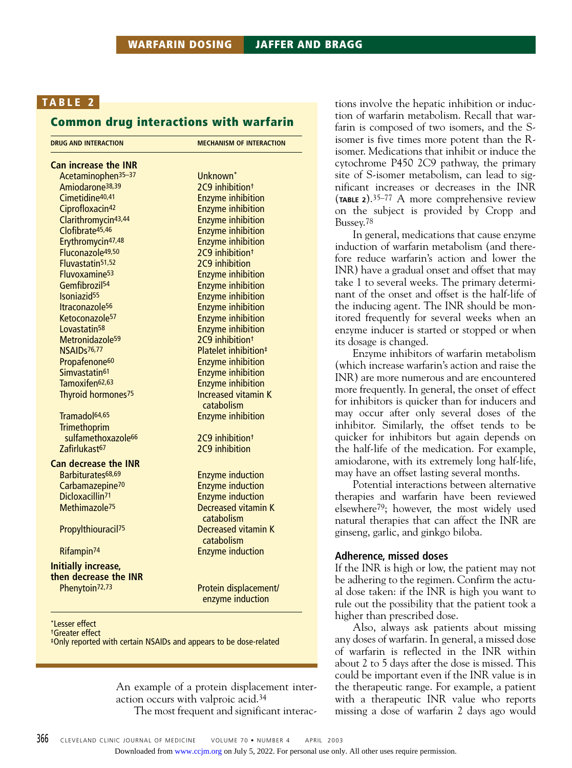**TABLE 2**

## Common drug interactions with warfarin

| DRUG AND INTERACTION | MECHANISM OF INTERACTION |
|---|---|
| **Can increase the INR** | |
| Acetaminophen[35–37] | Unknown* |
| Amiodarone[38,39] | 2C9 inhibition† |
| Cimetidine[40,41] | Enzyme inhibition |
| Ciprofloxacin[42] | Enzyme inhibition |
| Clarithromycin[43,44] | Enzyme inhibition |
| Clofibrate[45,46] | Enzyme inhibition |
| Erythromycin[47,48] | Enzyme inhibition |
| Fluconazole[49,50] | 2C9 inhibition† |
| Fluvastatin[51,52] | 2C9 inhibition |
| Fluvoxamine[53] | Enzyme inhibition |
| Gemfibrozil[54] | Enzyme inhibition |
| Isoniazid[55] | Enzyme inhibition |
| Itraconazole[56] | Enzyme inhibition |
| Ketoconazole[57] | Enzyme inhibition |
| Lovastatin[58] | Enzyme inhibition |
| Metronidazole[59] | 2C9 inhibition† |
| NSAIDs[76,77] | Platelet inhibition‡ |
| Propafenone[60] | Enzyme inhibition |
| Simvastatin[61] | Enzyme inhibition |
| Tamoxifen[62,63] | Enzyme inhibition |
| Thyroid hormones[75] | Increased vitamin K catabolism |
| Tramadol[64,65] | Enzyme inhibition |
| Trimethoprim sulfamethoxazole[66] | 2C9 inhibition† |
| Zafirlukast[67] | 2C9 inhibition |
| **Can decrease the INR** | |
| Barbiturates[68,69] | Enzyme induction |
| Carbamazepine[70] | Enzyme induction |
| Dicloxacillin[71] | Enzyme induction |
| Methimazole[75] | Decreased vitamin K catabolism |
| Propylthiouracil[75] | Decreased vitamin K catabolism |
| Rifampin[74] | Enzyme induction |
| **Initially increase, then decrease the INR** | |
| Phenytoin[72,73] | Protein displacement/ enzyme induction |

*Lesser effect
†Greater effect
‡Only reported with certain NSAIDs and appears to be dose-related

An example of a protein displacement interaction occurs with valproic acid.[34]

The most frequent and significant interactions involve the hepatic inhibition or induction of warfarin metabolism. Recall that warfarin is composed of two isomers, and the S-isomer is five times more potent than the R-isomer. Medications that inhibit or induce the cytochrome P450 2C9 pathway, the primary site of S-isomer metabolism, can lead to significant increases or decreases in the INR (TABLE 2).[35–77] A more comprehensive review on the subject is provided by Cropp and Bussey.[78]

In general, medications that cause enzyme induction of warfarin metabolism (and therefore reduce warfarin's action and lower the INR) have a gradual onset and offset that may take 1 to several weeks. The primary determinant of the onset and offset is the half-life of the inducing agent. The INR should be monitored frequently for several weeks when an enzyme inducer is started or stopped or when its dosage is changed.

Enzyme inhibitors of warfarin metabolism (which increase warfarin's action and raise the INR) are more numerous and are encountered more frequently. In general, the onset of effect for inhibitors is quicker than for inducers and may occur after only several doses of the inhibitor. Similarly, the offset tends to be quicker for inhibitors but again depends on the half-life of the medication. For example, amiodarone, with its extremely long half-life, may have an offset lasting several months.

Potential interactions between alternative therapies and warfarin have been reviewed elsewhere[79]; however, the most widely used natural therapies that can affect the INR are ginseng, garlic, and ginkgo biloba.

### Adherence, missed doses

If the INR is high or low, the patient may not be adhering to the regimen. Confirm the actual dose taken: if the INR is high you want to rule out the possibility that the patient took a higher than prescribed dose.

Also, always ask patients about missing any doses of warfarin. In general, a missed dose of warfarin is reflected in the INR within about 2 to 5 days after the dose is missed. This could be important even if the INR value is in the therapeutic range. For example, a patient with a therapeutic INR value who reports missing a dose of warfarin 2 days ago would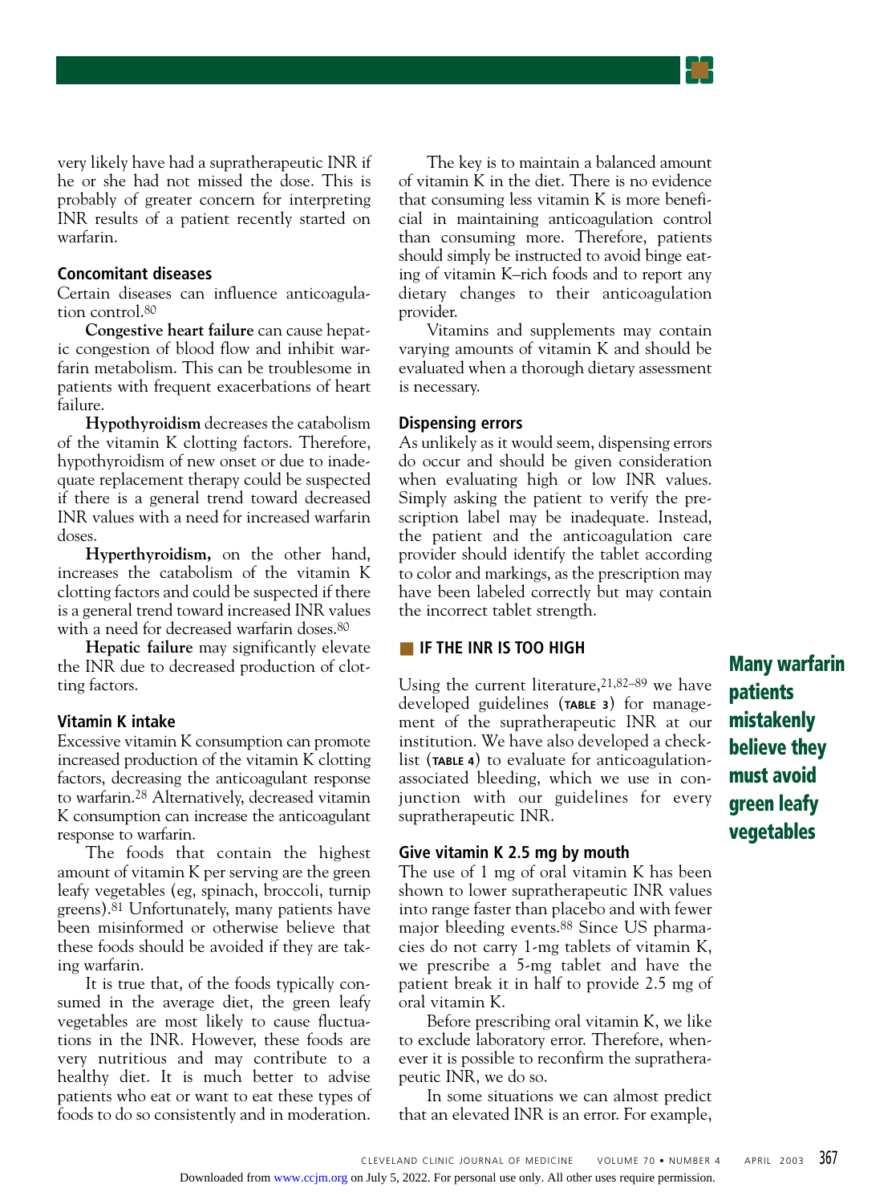very likely have had a supratherapeutic INR if he or she had not missed the dose. This is probably of greater concern for interpreting INR results of a patient recently started on warfarin.

### Concomitant diseases

Certain diseases can influence anticoagulation control.[80]

**Congestive heart failure** can cause hepatic congestion of blood flow and inhibit warfarin metabolism. This can be troublesome in patients with frequent exacerbations of heart failure.

**Hypothyroidism** decreases the catabolism of the vitamin K clotting factors. Therefore, hypothyroidism of new onset or due to inadequate replacement therapy could be suspected if there is a general trend toward decreased INR values with a need for increased warfarin doses.

**Hyperthyroidism,** on the other hand, increases the catabolism of the vitamin K clotting factors and could be suspected if there is a general trend toward increased INR values with a need for decreased warfarin doses.[80]

**Hepatic failure** may significantly elevate the INR due to decreased production of clotting factors.

### Vitamin K intake

Excessive vitamin K consumption can promote increased production of the vitamin K clotting factors, decreasing the anticoagulant response to warfarin.[28] Alternatively, decreased vitamin K consumption can increase the anticoagulant response to warfarin.

The foods that contain the highest amount of vitamin K per serving are the green leafy vegetables (eg, spinach, broccoli, turnip greens).[81] Unfortunately, many patients have been misinformed or otherwise believe that these foods should be avoided if they are taking warfarin.

It is true that, of the foods typically consumed in the average diet, the green leafy vegetables are most likely to cause fluctuations in the INR. However, these foods are very nutritious and may contribute to a healthy diet. It is much better to advise patients who eat or want to eat these types of foods to do so consistently and in moderation.

The key is to maintain a balanced amount of vitamin K in the diet. There is no evidence that consuming less vitamin K is more beneficial in maintaining anticoagulation control than consuming more. Therefore, patients should simply be instructed to avoid binge eating of vitamin K–rich foods and to report any dietary changes to their anticoagulation provider.

Vitamins and supplements may contain varying amounts of vitamin K and should be evaluated when a thorough dietary assessment is necessary.

### Dispensing errors

As unlikely as it would seem, dispensing errors do occur and should be given consideration when evaluating high or low INR values. Simply asking the patient to verify the prescription label may be inadequate. Instead, the patient and the anticoagulation care provider should identify the tablet according to color and markings, as the prescription may have been labeled correctly but may contain the incorrect tablet strength.

## IF THE INR IS TOO HIGH

Using the current literature,[21,82–89] we have developed guidelines (TABLE 3) for management of the supratherapeutic INR at our institution. We have also developed a checklist (TABLE 4) to evaluate for anticoagulation-associated bleeding, which we use in conjunction with our guidelines for every supratherapeutic INR.

**Many warfarin patients mistakenly believe they must avoid green leafy vegetables**

### Give vitamin K 2.5 mg by mouth

The use of 1 mg of oral vitamin K has been shown to lower supratherapeutic INR values into range faster than placebo and with fewer major bleeding events.[88] Since US pharmacies do not carry 1-mg tablets of vitamin K, we prescribe a 5-mg tablet and have the patient break it in half to provide 2.5 mg of oral vitamin K.

Before prescribing oral vitamin K, we like to exclude laboratory error. Therefore, whenever it is possible to reconfirm the supratherapeutic INR, we do so.

In some situations we can almost predict that an elevated INR is an error. For example,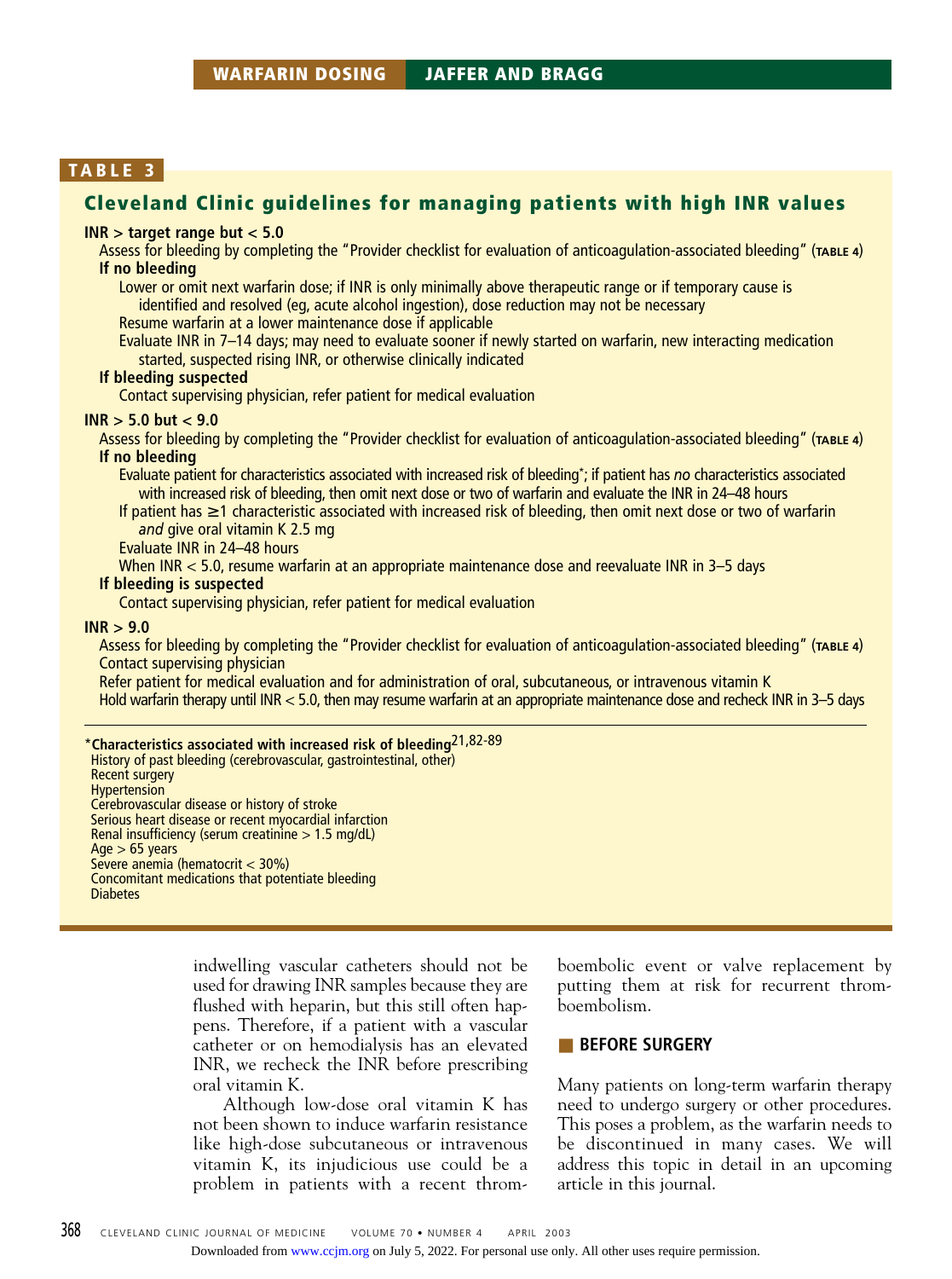**TABLE 3**

## Cleveland Clinic guidelines for managing patients with high INR values

**INR > target range but < 5.0**

Assess for bleeding by completing the "Provider checklist for evaluation of anticoagulation-associated bleeding" (TABLE 4)

**If no bleeding**

Lower or omit next warfarin dose; if INR is only minimally above therapeutic range or if temporary cause is identified and resolved (eg, acute alcohol ingestion), dose reduction may not be necessary

Resume warfarin at a lower maintenance dose if applicable

Evaluate INR in 7–14 days; may need to evaluate sooner if newly started on warfarin, new interacting medication started, suspected rising INR, or otherwise clinically indicated

**If bleeding suspected**

Contact supervising physician, refer patient for medical evaluation

**INR > 5.0 but < 9.0**

Assess for bleeding by completing the "Provider checklist for evaluation of anticoagulation-associated bleeding" (TABLE 4)

**If no bleeding**

Evaluate patient for characteristics associated with increased risk of bleeding*; if patient has *no* characteristics associated with increased risk of bleeding, then omit next dose or two of warfarin and evaluate the INR in 24–48 hours

If patient has ≥1 characteristic associated with increased risk of bleeding, then omit next dose or two of warfarin *and* give oral vitamin K 2.5 mg

Evaluate INR in 24–48 hours

When INR < 5.0, resume warfarin at an appropriate maintenance dose and reevaluate INR in 3–5 days

**If bleeding is suspected**

Contact supervising physician, refer patient for medical evaluation

**INR > 9.0**

Assess for bleeding by completing the "Provider checklist for evaluation of anticoagulation-associated bleeding" (TABLE 4)

Contact supervising physician

Refer patient for medical evaluation and for administration of oral, subcutaneous, or intravenous vitamin K

Hold warfarin therapy until INR < 5.0, then may resume warfarin at an appropriate maintenance dose and recheck INR in 3–5 days

---

*__Characteristics associated with increased risk of bleeding__[21,82-89]

- History of past bleeding (cerebrovascular, gastrointestinal, other)
- Recent surgery
- Hypertension
- Cerebrovascular disease or history of stroke
- Serious heart disease or recent myocardial infarction
- Renal insufficiency (serum creatinine > 1.5 mg/dL)
- Age > 65 years
- Severe anemia (hematocrit < 30%)
- Concomitant medications that potentiate bleeding
- Diabetes

indwelling vascular catheters should not be used for drawing INR samples because they are flushed with heparin, but this still often happens. Therefore, if a patient with a vascular catheter or on hemodialysis has an elevated INR, we recheck the INR before prescribing oral vitamin K.

Although low-dose oral vitamin K has not been shown to induce warfarin resistance like high-dose subcutaneous or intravenous vitamin K, its injudicious use could be a problem in patients with a recent thromboembolic event or valve replacement by putting them at risk for recurrent thromboembolism.

## BEFORE SURGERY

Many patients on long-term warfarin therapy need to undergo surgery or other procedures. This poses a problem, as the warfarin needs to be discontinued in many cases. We will address this topic in detail in an upcoming article in this journal.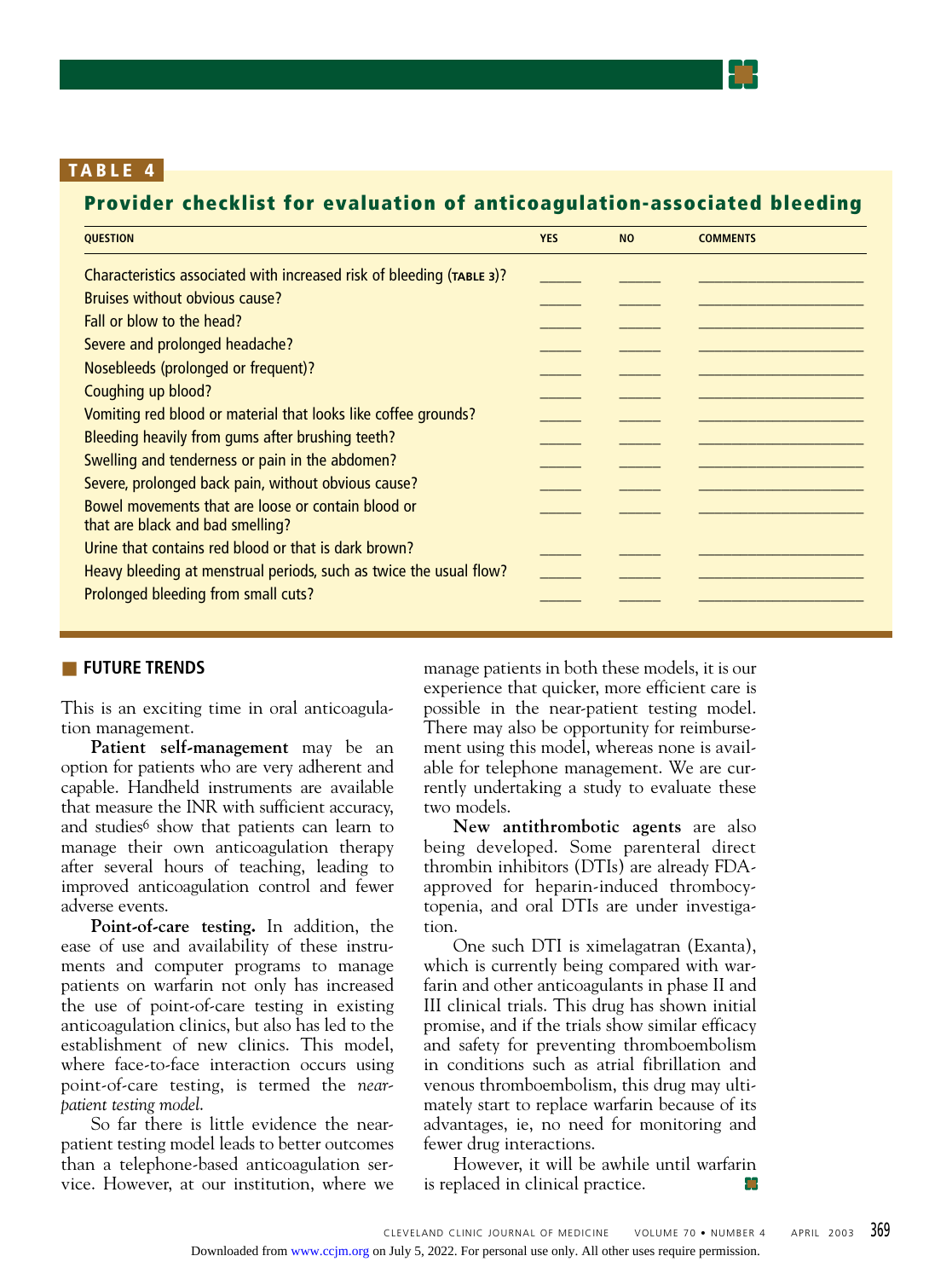**TABLE 4**

**Provider checklist for evaluation of anticoagulation-associated bleeding**

| QUESTION | YES | NO | COMMENTS |
|---|---|---|---|
| Characteristics associated with increased risk of bleeding (TABLE 3)? | _____ | _____ | ____________________ |
| Bruises without obvious cause? | _____ | _____ | ____________________ |
| Fall or blow to the head? | _____ | _____ | ____________________ |
| Severe and prolonged headache? | _____ | _____ | ____________________ |
| Nosebleeds (prolonged or frequent)? | _____ | _____ | ____________________ |
| Coughing up blood? | _____ | _____ | ____________________ |
| Vomiting red blood or material that looks like coffee grounds? | _____ | _____ | ____________________ |
| Bleeding heavily from gums after brushing teeth? | _____ | _____ | ____________________ |
| Swelling and tenderness or pain in the abdomen? | _____ | _____ | ____________________ |
| Severe, prolonged back pain, without obvious cause? | _____ | _____ | ____________________ |
| Bowel movements that are loose or contain blood or that are black and bad smelling? | _____ | _____ | ____________________ |
| Urine that contains red blood or that is dark brown? | _____ | _____ | ____________________ |
| Heavy bleeding at menstrual periods, such as twice the usual flow? | _____ | _____ | ____________________ |
| Prolonged bleeding from small cuts? | _____ | _____ | ____________________ |

## FUTURE TRENDS

This is an exciting time in oral anticoagulation management.

**Patient self-management** may be an option for patients who are very adherent and capable. Handheld instruments are available that measure the INR with sufficient accuracy, and studies[6] show that patients can learn to manage their own anticoagulation therapy after several hours of teaching, leading to improved anticoagulation control and fewer adverse events.

**Point-of-care testing.** In addition, the ease of use and availability of these instruments and computer programs to manage patients on warfarin not only has increased the use of point-of-care testing in existing anticoagulation clinics, but also has led to the establishment of new clinics. This model, where face-to-face interaction occurs using point-of-care testing, is termed the *near-patient testing model.*

So far there is little evidence the near-patient testing model leads to better outcomes than a telephone-based anticoagulation service. However, at our institution, where we manage patients in both these models, it is our experience that quicker, more efficient care is possible in the near-patient testing model. There may also be opportunity for reimbursement using this model, whereas none is available for telephone management. We are currently undertaking a study to evaluate these two models.

**New antithrombotic agents** are also being developed. Some parenteral direct thrombin inhibitors (DTIs) are already FDA-approved for heparin-induced thrombocytopenia, and oral DTIs are under investigation.

One such DTI is ximelagatran (Exanta), which is currently being compared with warfarin and other anticoagulants in phase II and III clinical trials. This drug has shown initial promise, and if the trials show similar efficacy and safety for preventing thromboembolism in conditions such as atrial fibrillation and venous thromboembolism, this drug may ultimately start to replace warfarin because of its advantages, ie, no need for monitoring and fewer drug interactions.

However, it will be awhile until warfarin is replaced in clinical practice.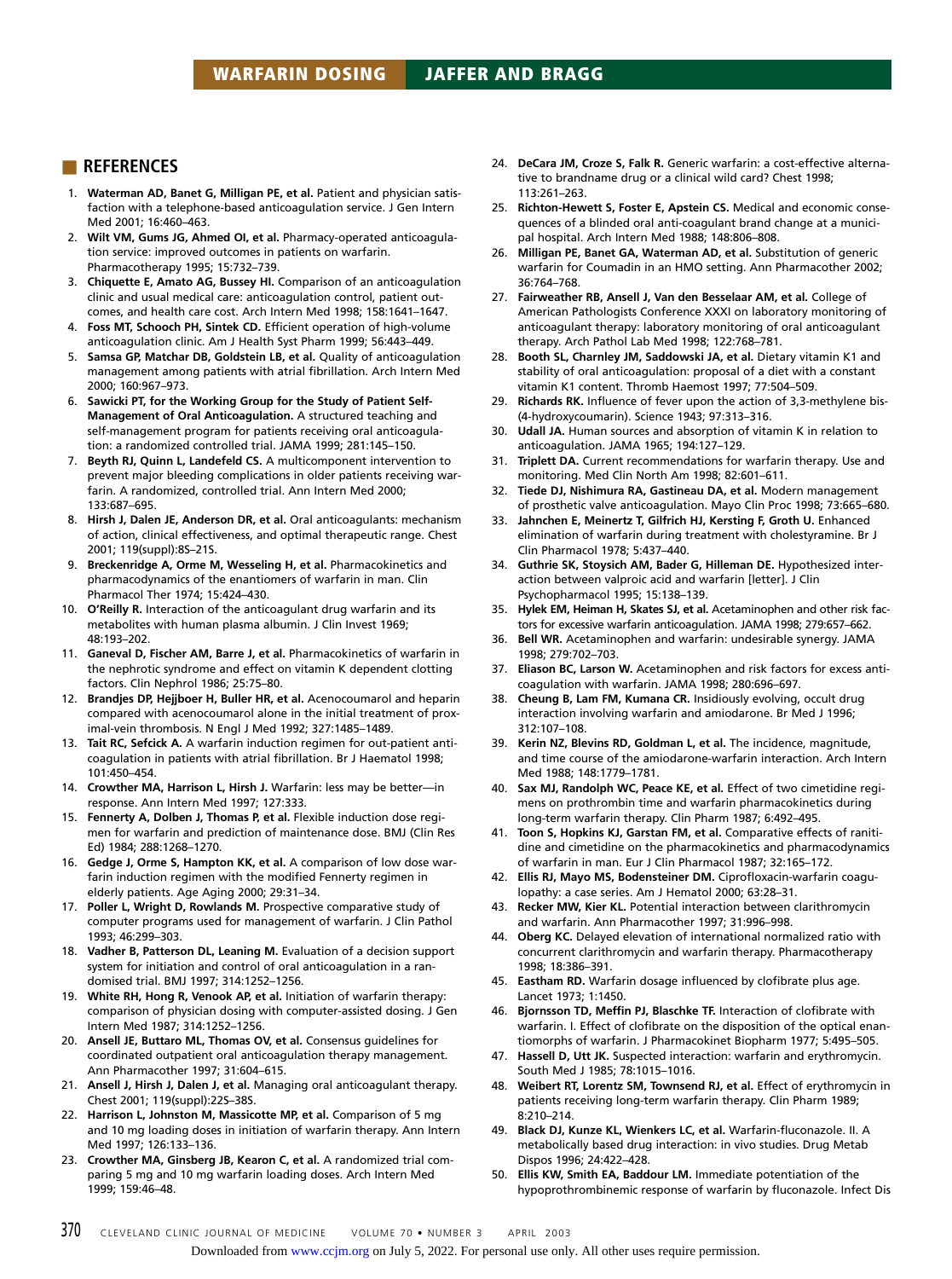## REFERENCES

1. **Waterman AD, Banet G, Milligan PE, et al.** Patient and physician satisfaction with a telephone-based anticoagulation service. J Gen Intern Med 2001; 16:460–463.
2. **Wilt VM, Gums JG, Ahmed OI, et al.** Pharmacy-operated anticoagulation service: improved outcomes in patients on warfarin. Pharmacotherapy 1995; 15:732–739.
3. **Chiquette E, Amato AG, Bussey HI.** Comparison of an anticoagulation clinic and usual medical care: anticoagulation control, patient outcomes, and health care cost. Arch Intern Med 1998; 158:1641–1647.
4. **Foss MT, Schooch PH, Sintek CD.** Efficient operation of high-volume anticoagulation clinic. Am J Health Syst Pharm 1999; 56:443–449.
5. **Samsa GP, Matchar DB, Goldstein LB, et al.** Quality of anticoagulation management among patients with atrial fibrillation. Arch Intern Med 2000; 160:967–973.
6. **Sawicki PT, for the Working Group for the Study of Patient Self-Management of Oral Anticoagulation.** A structured teaching and self-management program for patients receiving oral anticoagulation: a randomized controlled trial. JAMA 1999; 281:145–150.
7. **Beyth RJ, Quinn L, Landefeld CS.** A multicomponent intervention to prevent major bleeding complications in older patients receiving warfarin. A randomized, controlled trial. Ann Intern Med 2000; 133:687–695.
8. **Hirsh J, Dalen JE, Anderson DR, et al.** Oral anticoagulants: mechanism of action, clinical effectiveness, and optimal therapeutic range. Chest 2001; 119(suppl):8S–21S.
9. **Breckenridge A, Orme M, Wesseling H, et al.** Pharmacokinetics and pharmacodynamics of the enantiomers of warfarin in man. Clin Pharmacol Ther 1974; 15:424–430.
10. **O'Reilly R.** Interaction of the anticoagulant drug warfarin and its metabolites with human plasma albumin. J Clin Invest 1969; 48:193–202.
11. **Ganeval D, Fischer AM, Barre J, et al.** Pharmacokinetics of warfarin in the nephrotic syndrome and effect on vitamin K dependent clotting factors. Clin Nephrol 1986; 25:75–80.
12. **Brandjes DP, Hejjboer H, Buller HR, et al.** Acenocoumarol and heparin compared with acenocoumarol alone in the initial treatment of proximal-vein thrombosis. N Engl J Med 1992; 327:1485–1489.
13. **Tait RC, Sefcick A.** A warfarin induction regimen for out-patient anticoagulation in patients with atrial fibrillation. Br J Haematol 1998; 101:450–454.
14. **Crowther MA, Harrison L, Hirsh J.** Warfarin: less may be better—in response. Ann Intern Med 1997; 127:333.
15. **Fennerty A, Dolben J, Thomas P, et al.** Flexible induction dose regimen for warfarin and prediction of maintenance dose. BMJ (Clin Res Ed) 1984; 288:1268–1270.
16. **Gedge J, Orme S, Hampton KK, et al.** A comparison of low dose warfarin induction regimen with the modified Fennerty regimen in elderly patients. Age Aging 2000; 29:31–34.
17. **Poller L, Wright D, Rowlands M.** Prospective comparative study of computer programs used for management of warfarin. J Clin Pathol 1993; 46:299–303.
18. **Vadher B, Patterson DL, Leaning M.** Evaluation of a decision support system for initiation and control of oral anticoagulation in a randomised trial. BMJ 1997; 314:1252–1256.
19. **White RH, Hong R, Venook AP, et al.** Initiation of warfarin therapy: comparison of physician dosing with computer-assisted dosing. J Gen Intern Med 1987; 314:1252–1256.
20. **Ansell JE, Buttaro ML, Thomas OV, et al.** Consensus guidelines for coordinated outpatient oral anticoagulation therapy management. Ann Pharmacother 1997; 31:604–615.
21. **Ansell J, Hirsh J, Dalen J, et al.** Managing oral anticoagulant therapy. Chest 2001; 119(suppl):22S–38S.
22. **Harrison L, Johnston M, Massicotte MP, et al.** Comparison of 5 mg and 10 mg loading doses in initiation of warfarin therapy. Ann Intern Med 1997; 126:133–136.
23. **Crowther MA, Ginsberg JB, Kearon C, et al.** A randomized trial comparing 5 mg and 10 mg warfarin loading doses. Arch Intern Med 1999; 159:46–48.
24. **DeCara JM, Croze S, Falk R.** Generic warfarin: a cost-effective alternative to brandname drug or a clinical wild card? Chest 1998; 113:261–263.
25. **Richton-Hewett S, Foster E, Apstein CS.** Medical and economic consequences of a blinded oral anti-coagulant brand change at a municipal hospital. Arch Intern Med 1988; 148:806–808.
26. **Milligan PE, Banet GA, Waterman AD, et al.** Substitution of generic warfarin for Coumadin in an HMO setting. Ann Pharmacother 2002; 36:764–768.
27. **Fairweather RB, Ansell J, Van den Besselaar AM, et al.** College of American Pathologists Conference XXXI on laboratory monitoring of anticoagulant therapy: laboratory monitoring of oral anticoagulant therapy. Arch Pathol Lab Med 1998; 122:768–781.
28. **Booth SL, Charnley JM, Saddowski JA, et al.** Dietary vitamin K1 and stability of oral anticoagulation: proposal of a diet with a constant vitamin K1 content. Thromb Haemost 1997; 77:504–509.
29. **Richards RK.** Influence of fever upon the action of 3,3-methylene bis-(4-hydroxycoumarin). Science 1943; 97:313–316.
30. **Udall JA.** Human sources and absorption of vitamin K in relation to anticoagulation. JAMA 1965; 194:127–129.
31. **Triplett DA.** Current recommendations for warfarin therapy. Use and monitoring. Med Clin North Am 1998; 82:601–611.
32. **Tiede DJ, Nishimura RA, Gastineau DA, et al.** Modern management of prosthetic valve anticoagulation. Mayo Clin Proc 1998; 73:665–680.
33. **Jahnchen E, Meinertz T, Gilfrich HJ, Kersting F, Groth U.** Enhanced elimination of warfarin during treatment with cholestyramine. Br J Clin Pharmacol 1978; 5:437–440.
34. **Guthrie SK, Stoysich AM, Bader G, Hilleman DE.** Hypothesized interaction between valproic acid and warfarin [letter]. J Clin Psychopharmacol 1995; 15:138–139.
35. **Hylek EM, Heiman H, Skates SJ, et al.** Acetaminophen and other risk factors for excessive warfarin anticoagulation. JAMA 1998; 279:657–662.
36. **Bell WR.** Acetaminophen and warfarin: undesirable synergy. JAMA 1998; 279:702–703.
37. **Eliason BC, Larson W.** Acetaminophen and risk factors for excess anticoagulation with warfarin. JAMA 1998; 280:696–697.
38. **Cheung B, Lam FM, Kumana CR.** Insidiously evolving, occult drug interaction involving warfarin and amiodarone. Br Med J 1996; 312:107–108.
39. **Kerin NZ, Blevins RD, Goldman L, et al.** The incidence, magnitude, and time course of the amiodarone-warfarin interaction. Arch Intern Med 1988; 148:1779–1781.
40. **Sax MJ, Randolph WC, Peace KE, et al.** Effect of two cimetidine regimens on prothrombin time and warfarin pharmacokinetics during long-term warfarin therapy. Clin Pharm 1987; 6:492–495.
41. **Toon S, Hopkins KJ, Garstan FM, et al.** Comparative effects of ranitidine and cimetidine on the pharmacokinetics and pharmacodynamics of warfarin in man. Eur J Clin Pharmacol 1987; 32:165–172.
42. **Ellis RJ, Mayo MS, Bodensteiner DM.** Ciprofloxacin-warfarin coagulopathy: a case series. Am J Hematol 2000; 63:28–31.
43. **Recker MW, Kier KL.** Potential interaction between clarithromycin and warfarin. Ann Pharmacother 1997; 31:996–998.
44. **Oberg KC.** Delayed elevation of international normalized ratio with concurrent clarithromycin and warfarin therapy. Pharmacotherapy 1998; 18:386–391.
45. **Eastham RD.** Warfarin dosage influenced by clofibrate plus age. Lancet 1973; 1:1450.
46. **Bjornsson TD, Meffin PJ, Blaschke TF.** Interaction of clofibrate with warfarin. I. Effect of clofibrate on the disposition of the optical enantiomorphs of warfarin. J Pharmacokinet Biopharm 1977; 5:495–505.
47. **Hassell D, Utt JK.** Suspected interaction: warfarin and erythromycin. South Med J 1985; 78:1015–1016.
48. **Weibert RT, Lorentz SM, Townsend RJ, et al.** Effect of erythromycin in patients receiving long-term warfarin therapy. Clin Pharm 1989; 8:210–214.
49. **Black DJ, Kunze KL, Wienkers LC, et al.** Warfarin-fluconazole. II. A metabolically based drug interaction: in vivo studies. Drug Metab Dispos 1996; 24:422–428.
50. **Ellis KW, Smith EA, Baddour LM.** Immediate potentiation of the hypoprothrombinemic response of warfarin by fluconazole. Infect Dis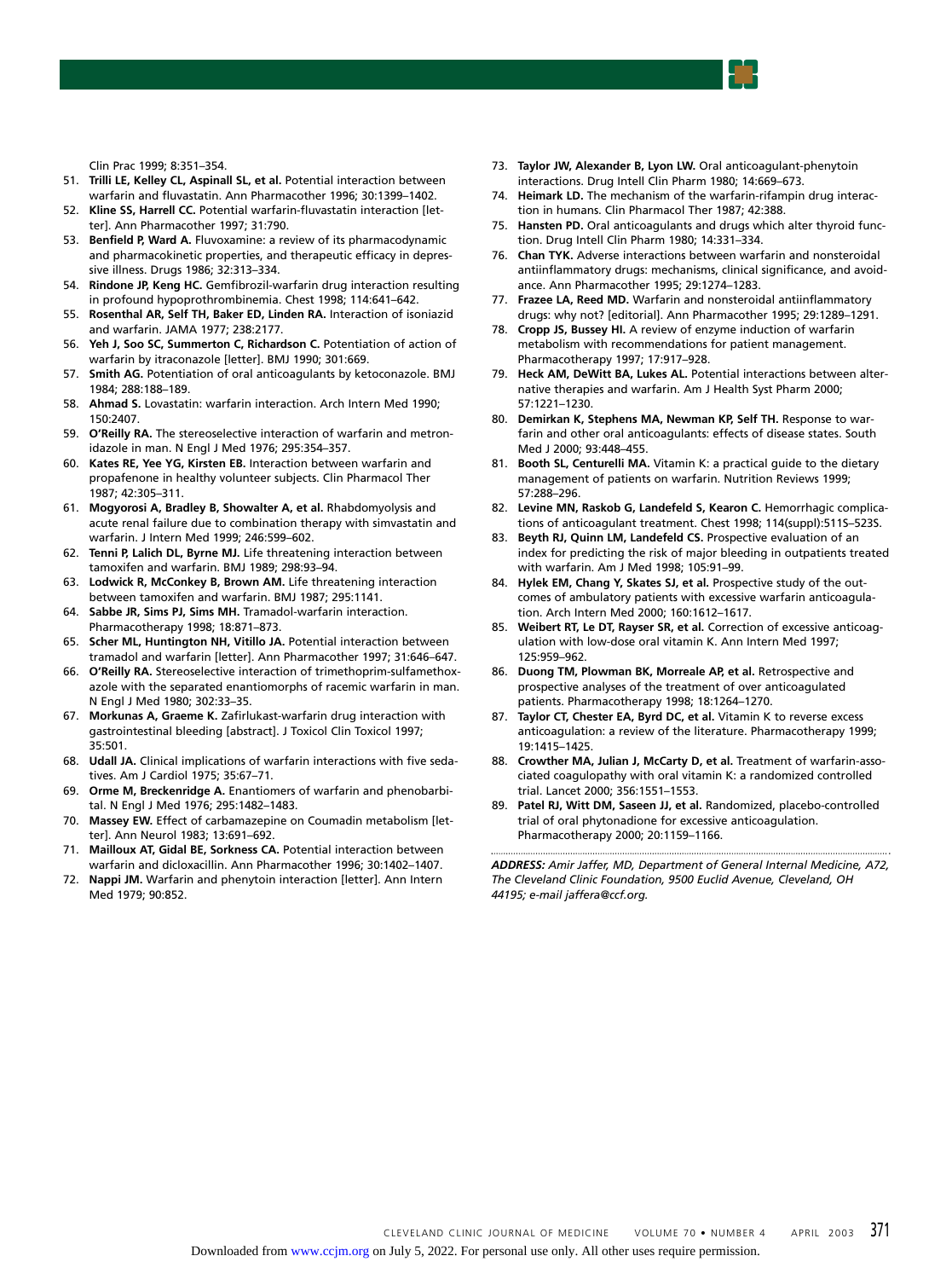Clin Prac 1999; 8:351–354.

51. **Trilli LE, Kelley CL, Aspinall SL, et al.** Potential interaction between warfarin and fluvastatin. Ann Pharmacother 1996; 30:1399–1402.
52. **Kline SS, Harrell CC.** Potential warfarin-fluvastatin interaction [letter]. Ann Pharmacother 1997; 31:790.
53. **Benfield P, Ward A.** Fluvoxamine: a review of its pharmacodynamic and pharmacokinetic properties, and therapeutic efficacy in depressive illness. Drugs 1986; 32:313–334.
54. **Rindone JP, Keng HC.** Gemfibrozil-warfarin drug interaction resulting in profound hypoprothrombinemia. Chest 1998; 114:641–642.
55. **Rosenthal AR, Self TH, Baker ED, Linden RA.** Interaction of isoniazid and warfarin. JAMA 1977; 238:2177.
56. **Yeh J, Soo SC, Summerton C, Richardson C.** Potentiation of action of warfarin by itraconazole [letter]. BMJ 1990; 301:669.
57. **Smith AG.** Potentiation of oral anticoagulants by ketoconazole. BMJ 1984; 288:188–189.
58. **Ahmad S.** Lovastatin: warfarin interaction. Arch Intern Med 1990; 150:2407.
59. **O'Reilly RA.** The stereoselective interaction of warfarin and metronidazole in man. N Engl J Med 1976; 295:354–357.
60. **Kates RE, Yee YG, Kirsten EB.** Interaction between warfarin and propafenone in healthy volunteer subjects. Clin Pharmacol Ther 1987; 42:305–311.
61. **Mogyorosi A, Bradley B, Showalter A, et al.** Rhabdomyolysis and acute renal failure due to combination therapy with simvastatin and warfarin. J Intern Med 1999; 246:599–602.
62. **Tenni P, Lalich DL, Byrne MJ.** Life threatening interaction between tamoxifen and warfarin. BMJ 1989; 298:93–94.
63. **Lodwick R, McConkey B, Brown AM.** Life threatening interaction between tamoxifen and warfarin. BMJ 1987; 295:1141.
64. **Sabbe JR, Sims PJ, Sims MH.** Tramadol-warfarin interaction. Pharmacotherapy 1998; 18:871–873.
65. **Scher ML, Huntington NH, Vitillo JA.** Potential interaction between tramadol and warfarin [letter]. Ann Pharmacother 1997; 31:646–647.
66. **O'Reilly RA.** Stereoselective interaction of trimethoprim-sulfamethoxazole with the separated enantiomorphs of racemic warfarin in man. N Engl J Med 1980; 302:33–35.
67. **Morkunas A, Graeme K.** Zafirlukast-warfarin drug interaction with gastrointestinal bleeding [abstract]. J Toxicol Clin Toxicol 1997; 35:501.
68. **Udall JA.** Clinical implications of warfarin interactions with five sedatives. Am J Cardiol 1975; 35:67–71.
69. **Orme M, Breckenridge A.** Enantiomers of warfarin and phenobarbital. N Engl J Med 1976; 295:1482–1483.
70. **Massey EW.** Effect of carbamazepine on Coumadin metabolism [letter]. Ann Neurol 1983; 13:691–692.
71. **Mailloux AT, Gidal BE, Sorkness CA.** Potential interaction between warfarin and dicloxacillin. Ann Pharmacother 1996; 30:1402–1407.
72. **Nappi JM.** Warfarin and phenytoin interaction [letter]. Ann Intern Med 1979; 90:852.
73. **Taylor JW, Alexander B, Lyon LW.** Oral anticoagulant-phenytoin interactions. Drug Intell Clin Pharm 1980; 14:669–673.
74. **Heimark LD.** The mechanism of the warfarin-rifampin drug interaction in humans. Clin Pharmacol Ther 1987; 42:388.
75. **Hansten PD.** Oral anticoagulants and drugs which alter thyroid function. Drug Intell Clin Pharm 1980; 14:331–334.
76. **Chan TYK.** Adverse interactions between warfarin and nonsteroidal antiinflammatory drugs: mechanisms, clinical significance, and avoidance. Ann Pharmacother 1995; 29:1274–1283.
77. **Frazee LA, Reed MD.** Warfarin and nonsteroidal antiinflammatory drugs: why not? [editorial]. Ann Pharmacother 1995; 29:1289–1291.
78. **Cropp JS, Bussey HI.** A review of enzyme induction of warfarin metabolism with recommendations for patient management. Pharmacotherapy 1997; 17:917–928.
79. **Heck AM, DeWitt BA, Lukes AL.** Potential interactions between alternative therapies and warfarin. Am J Health Syst Pharm 2000; 57:1221–1230.
80. **Demirkan K, Stephens MA, Newman KP, Self TH.** Response to warfarin and other oral anticoagulants: effects of disease states. South Med J 2000; 93:448–455.
81. **Booth SL, Centurelli MA.** Vitamin K: a practical guide to the dietary management of patients on warfarin. Nutrition Reviews 1999; 57:288–296.
82. **Levine MN, Raskob G, Landefeld S, Kearon C.** Hemorrhagic complications of anticoagulant treatment. Chest 1998; 114(suppl):511S–523S.
83. **Beyth RJ, Quinn LM, Landefeld CS.** Prospective evaluation of an index for predicting the risk of major bleeding in outpatients treated with warfarin. Am J Med 1998; 105:91–99.
84. **Hylek EM, Chang Y, Skates SJ, et al.** Prospective study of the outcomes of ambulatory patients with excessive warfarin anticoagulation. Arch Intern Med 2000; 160:1612–1617.
85. **Weibert RT, Le DT, Rayser SR, et al.** Correction of excessive anticoagulation with low-dose oral vitamin K. Ann Intern Med 1997; 125:959–962.
86. **Duong TM, Plowman BK, Morreale AP, et al.** Retrospective and prospective analyses of the treatment of over anticoagulated patients. Pharmacotherapy 1998; 18:1264–1270.
87. **Taylor CT, Chester EA, Byrd DC, et al.** Vitamin K to reverse excess anticoagulation: a review of the literature. Pharmacotherapy 1999; 19:1415–1425.
88. **Crowther MA, Julian J, McCarty D, et al.** Treatment of warfarin-associated coagulopathy with oral vitamin K: a randomized controlled trial. Lancet 2000; 356:1551–1553.
89. **Patel RJ, Witt DM, Saseen JJ, et al.** Randomized, placebo-controlled trial of oral phytonadione for excessive anticoagulation. Pharmacotherapy 2000; 20:1159–1166.

***ADDRESS:*** *Amir Jaffer, MD, Department of General Internal Medicine, A72, The Cleveland Clinic Foundation, 9500 Euclid Avenue, Cleveland, OH 44195; e-mail jaffera@ccf.org.*